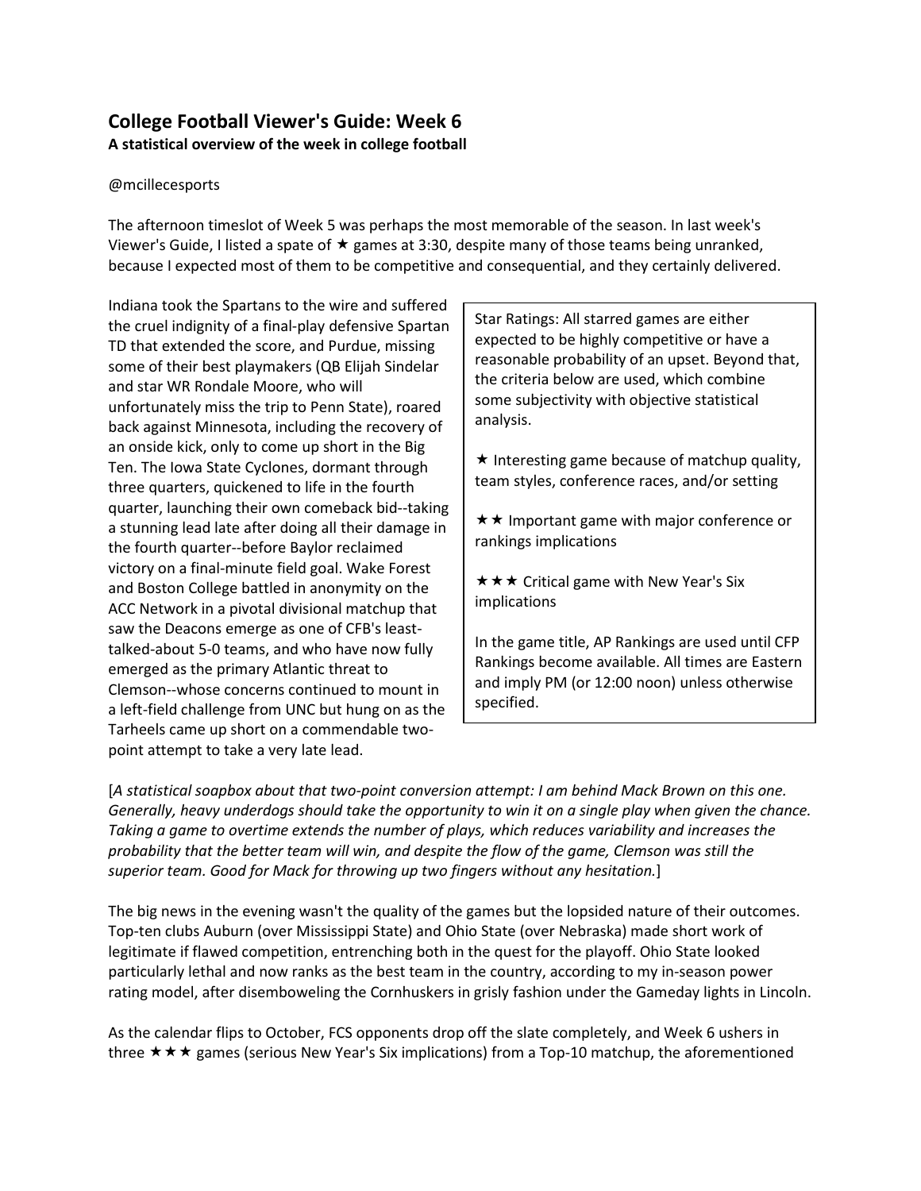## College Football Viewer's Guide: Week 6

**A statistical overview of the week in college football**

@mcillecesports

The afternoon timeslot of Week 5 was perhaps the most memorable of the season. In last week's Viewer's Guide, I listed a spate of ★ games at 3:30, despite many of those teams being unranked, because I expected most of them to be competitive and consequential, and they certainly delivered.

Indiana took the Spartans to the wire and suffered the cruel indignity of a final-play defensive Spartan TD that extended the score, and Purdue, missing some of their best playmakers (QB Elijah Sindelar and star WR Rondale Moore, who will unfortunately miss the trip to Penn State), roared back against Minnesota, including the recovery of an onside kick, only to come up short in the Big Ten. The Iowa State Cyclones, dormant through three quarters, quickened to life in the fourth quarter, launching their own comeback bid--taking a stunning lead late after doing all their damage in the fourth quarter--before Baylor reclaimed victory on a final-minute field goal. Wake Forest and Boston College battled in anonymity on the ACC Network in a pivotal divisional matchup that saw the Deacons emerge as one of CFB's least-talked-about 5-0 teams, and who have now fully emerged as the primary Atlantic threat to Clemson--whose concerns continued to mount in a left-field challenge from UNC but hung on as the Tarheels came up short on a commendable two-point attempt to take a very late lead.

> Star Ratings: All starred games are either expected to be highly competitive or have a reasonable probability of an upset. Beyond that, the criteria below are used, which combine some subjectivity with objective statistical analysis.
>
> ★ Interesting game because of matchup quality, team styles, conference races, and/or setting
>
> ★★ Important game with major conference or rankings implications
>
> ★★★ Critical game with New Year's Six implications
>
> In the game title, AP Rankings are used until CFP Rankings become available. All times are Eastern and imply PM (or 12:00 noon) unless otherwise specified.

[*A statistical soapbox about that two-point conversion attempt: I am behind Mack Brown on this one. Generally, heavy underdogs should take the opportunity to win it on a single play when given the chance. Taking a game to overtime extends the number of plays, which reduces variability and increases the probability that the better team will win, and despite the flow of the game, Clemson was still the superior team. Good for Mack for throwing up two fingers without any hesitation.*]

The big news in the evening wasn't the quality of the games but the lopsided nature of their outcomes. Top-ten clubs Auburn (over Mississippi State) and Ohio State (over Nebraska) made short work of legitimate if flawed competition, entrenching both in the quest for the playoff. Ohio State looked particularly lethal and now ranks as the best team in the country, according to my in-season power rating model, after disemboweling the Cornhuskers in grisly fashion under the Gameday lights in Lincoln.

As the calendar flips to October, FCS opponents drop off the slate completely, and Week 6 ushers in three ★★★ games (serious New Year's Six implications) from a Top-10 matchup, the aforementioned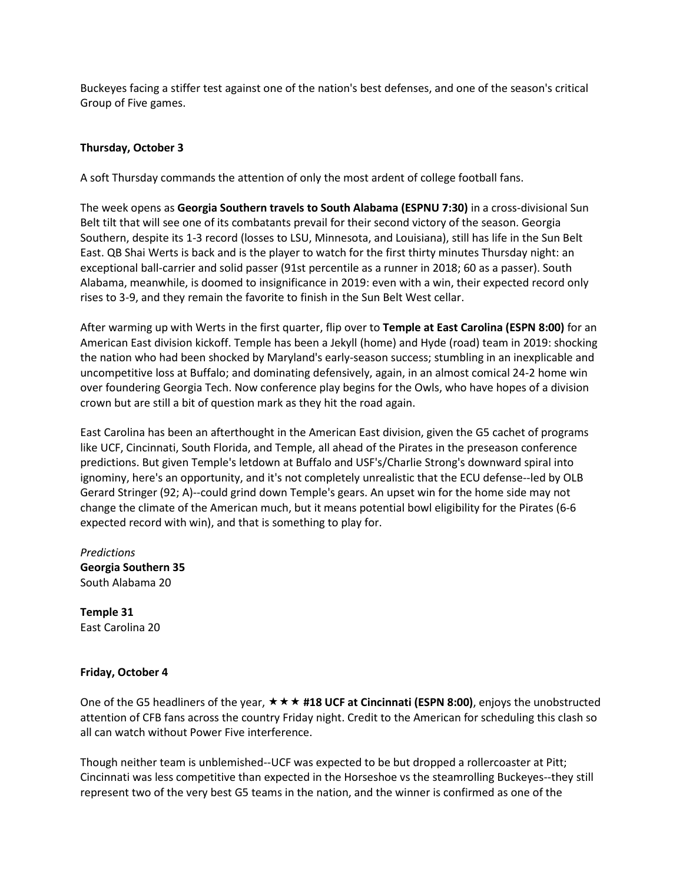Buckeyes facing a stiffer test against one of the nation's best defenses, and one of the season's critical Group of Five games.

**Thursday, October 3**

A soft Thursday commands the attention of only the most ardent of college football fans.

The week opens as **Georgia Southern travels to South Alabama (ESPNU 7:30)** in a cross-divisional Sun Belt tilt that will see one of its combatants prevail for their second victory of the season. Georgia Southern, despite its 1-3 record (losses to LSU, Minnesota, and Louisiana), still has life in the Sun Belt East. QB Shai Werts is back and is the player to watch for the first thirty minutes Thursday night: an exceptional ball-carrier and solid passer (91st percentile as a runner in 2018; 60 as a passer). South Alabama, meanwhile, is doomed to insignificance in 2019: even with a win, their expected record only rises to 3-9, and they remain the favorite to finish in the Sun Belt West cellar.

After warming up with Werts in the first quarter, flip over to **Temple at East Carolina (ESPN 8:00)** for an American East division kickoff. Temple has been a Jekyll (home) and Hyde (road) team in 2019: shocking the nation who had been shocked by Maryland's early-season success; stumbling in an inexplicable and uncompetitive loss at Buffalo; and dominating defensively, again, in an almost comical 24-2 home win over foundering Georgia Tech. Now conference play begins for the Owls, who have hopes of a division crown but are still a bit of question mark as they hit the road again.

East Carolina has been an afterthought in the American East division, given the G5 cachet of programs like UCF, Cincinnati, South Florida, and Temple, all ahead of the Pirates in the preseason conference predictions. But given Temple's letdown at Buffalo and USF's/Charlie Strong's downward spiral into ignominy, here's an opportunity, and it's not completely unrealistic that the ECU defense--led by OLB Gerard Stringer (92; A)--could grind down Temple's gears. An upset win for the home side may not change the climate of the American much, but it means potential bowl eligibility for the Pirates (6-6 expected record with win), and that is something to play for.

*Predictions*
**Georgia Southern 35**
South Alabama 20

**Temple 31**
East Carolina 20

**Friday, October 4**

One of the G5 headliners of the year, ★★★ **#18 UCF at Cincinnati (ESPN 8:00)**, enjoys the unobstructed attention of CFB fans across the country Friday night. Credit to the American for scheduling this clash so all can watch without Power Five interference.

Though neither team is unblemished--UCF was expected to be but dropped a rollercoaster at Pitt; Cincinnati was less competitive than expected in the Horseshoe vs the steamrolling Buckeyes--they still represent two of the very best G5 teams in the nation, and the winner is confirmed as one of the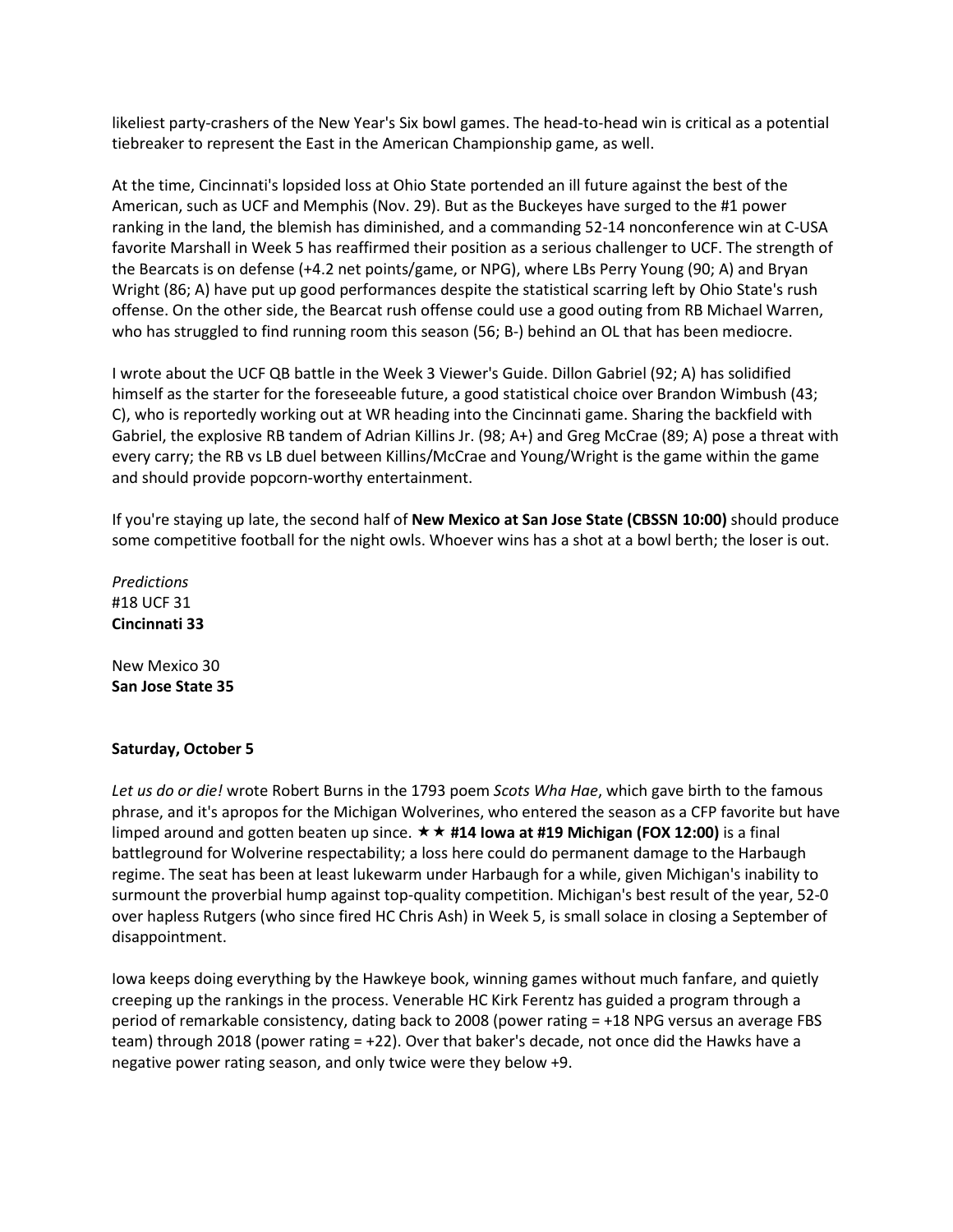likeliest party-crashers of the New Year's Six bowl games. The head-to-head win is critical as a potential tiebreaker to represent the East in the American Championship game, as well.

At the time, Cincinnati's lopsided loss at Ohio State portended an ill future against the best of the American, such as UCF and Memphis (Nov. 29). But as the Buckeyes have surged to the #1 power ranking in the land, the blemish has diminished, and a commanding 52-14 nonconference win at C-USA favorite Marshall in Week 5 has reaffirmed their position as a serious challenger to UCF. The strength of the Bearcats is on defense (+4.2 net points/game, or NPG), where LBs Perry Young (90; A) and Bryan Wright (86; A) have put up good performances despite the statistical scarring left by Ohio State's rush offense. On the other side, the Bearcat rush offense could use a good outing from RB Michael Warren, who has struggled to find running room this season (56; B-) behind an OL that has been mediocre.

I wrote about the UCF QB battle in the Week 3 Viewer's Guide. Dillon Gabriel (92; A) has solidified himself as the starter for the foreseeable future, a good statistical choice over Brandon Wimbush (43; C), who is reportedly working out at WR heading into the Cincinnati game. Sharing the backfield with Gabriel, the explosive RB tandem of Adrian Killins Jr. (98; A+) and Greg McCrae (89; A) pose a threat with every carry; the RB vs LB duel between Killins/McCrae and Young/Wright is the game within the game and should provide popcorn-worthy entertainment.

If you're staying up late, the second half of **New Mexico at San Jose State (CBSSN 10:00)** should produce some competitive football for the night owls. Whoever wins has a shot at a bowl berth; the loser is out.

*Predictions*
#18 UCF 31
**Cincinnati 33**

New Mexico 30
**San Jose State 35**

**Saturday, October 5**

*Let us do or die!* wrote Robert Burns in the 1793 poem *Scots Wha Hae*, which gave birth to the famous phrase, and it's apropos for the Michigan Wolverines, who entered the season as a CFP favorite but have limped around and gotten beaten up since. ★★ **#14 Iowa at #19 Michigan (FOX 12:00)** is a final battleground for Wolverine respectability; a loss here could do permanent damage to the Harbaugh regime. The seat has been at least lukewarm under Harbaugh for a while, given Michigan's inability to surmount the proverbial hump against top-quality competition. Michigan's best result of the year, 52-0 over hapless Rutgers (who since fired HC Chris Ash) in Week 5, is small solace in closing a September of disappointment.

Iowa keeps doing everything by the Hawkeye book, winning games without much fanfare, and quietly creeping up the rankings in the process. Venerable HC Kirk Ferentz has guided a program through a period of remarkable consistency, dating back to 2008 (power rating = +18 NPG versus an average FBS team) through 2018 (power rating = +22). Over that baker's decade, not once did the Hawks have a negative power rating season, and only twice were they below +9.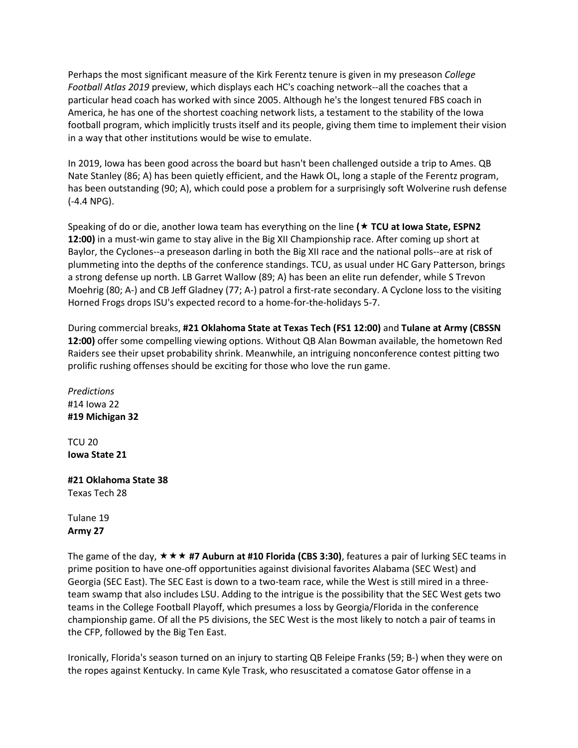Perhaps the most significant measure of the Kirk Ferentz tenure is given in my preseason *College Football Atlas 2019* preview, which displays each HC's coaching network--all the coaches that a particular head coach has worked with since 2005. Although he's the longest tenured FBS coach in America, he has one of the shortest coaching network lists, a testament to the stability of the Iowa football program, which implicitly trusts itself and its people, giving them time to implement their vision in a way that other institutions would be wise to emulate.

In 2019, Iowa has been good across the board but hasn't been challenged outside a trip to Ames. QB Nate Stanley (86; A) has been quietly efficient, and the Hawk OL, long a staple of the Ferentz program, has been outstanding (90; A), which could pose a problem for a surprisingly soft Wolverine rush defense (-4.4 NPG).

Speaking of do or die, another Iowa team has everything on the line **(★ TCU at Iowa State, ESPN2 12:00)** in a must-win game to stay alive in the Big XII Championship race. After coming up short at Baylor, the Cyclones--a preseason darling in both the Big XII race and the national polls--are at risk of plummeting into the depths of the conference standings. TCU, as usual under HC Gary Patterson, brings a strong defense up north. LB Garret Wallow (89; A) has been an elite run defender, while S Trevon Moehrig (80; A-) and CB Jeff Gladney (77; A-) patrol a first-rate secondary. A Cyclone loss to the visiting Horned Frogs drops ISU's expected record to a home-for-the-holidays 5-7.

During commercial breaks, **#21 Oklahoma State at Texas Tech (FS1 12:00)** and **Tulane at Army (CBSSN 12:00)** offer some compelling viewing options. Without QB Alan Bowman available, the hometown Red Raiders see their upset probability shrink. Meanwhile, an intriguing nonconference contest pitting two prolific rushing offenses should be exciting for those who love the run game.

*Predictions*
#14 Iowa 22
**#19 Michigan 32**

TCU 20
**Iowa State 21**

**#21 Oklahoma State 38**
Texas Tech 28

Tulane 19
**Army 27**

The game of the day, ★★★ **#7 Auburn at #10 Florida (CBS 3:30)**, features a pair of lurking SEC teams in prime position to have one-off opportunities against divisional favorites Alabama (SEC West) and Georgia (SEC East). The SEC East is down to a two-team race, while the West is still mired in a three-team swamp that also includes LSU. Adding to the intrigue is the possibility that the SEC West gets two teams in the College Football Playoff, which presumes a loss by Georgia/Florida in the conference championship game. Of all the P5 divisions, the SEC West is the most likely to notch a pair of teams in the CFP, followed by the Big Ten East.

Ironically, Florida's season turned on an injury to starting QB Feleipe Franks (59; B-) when they were on the ropes against Kentucky. In came Kyle Trask, who resuscitated a comatose Gator offense in a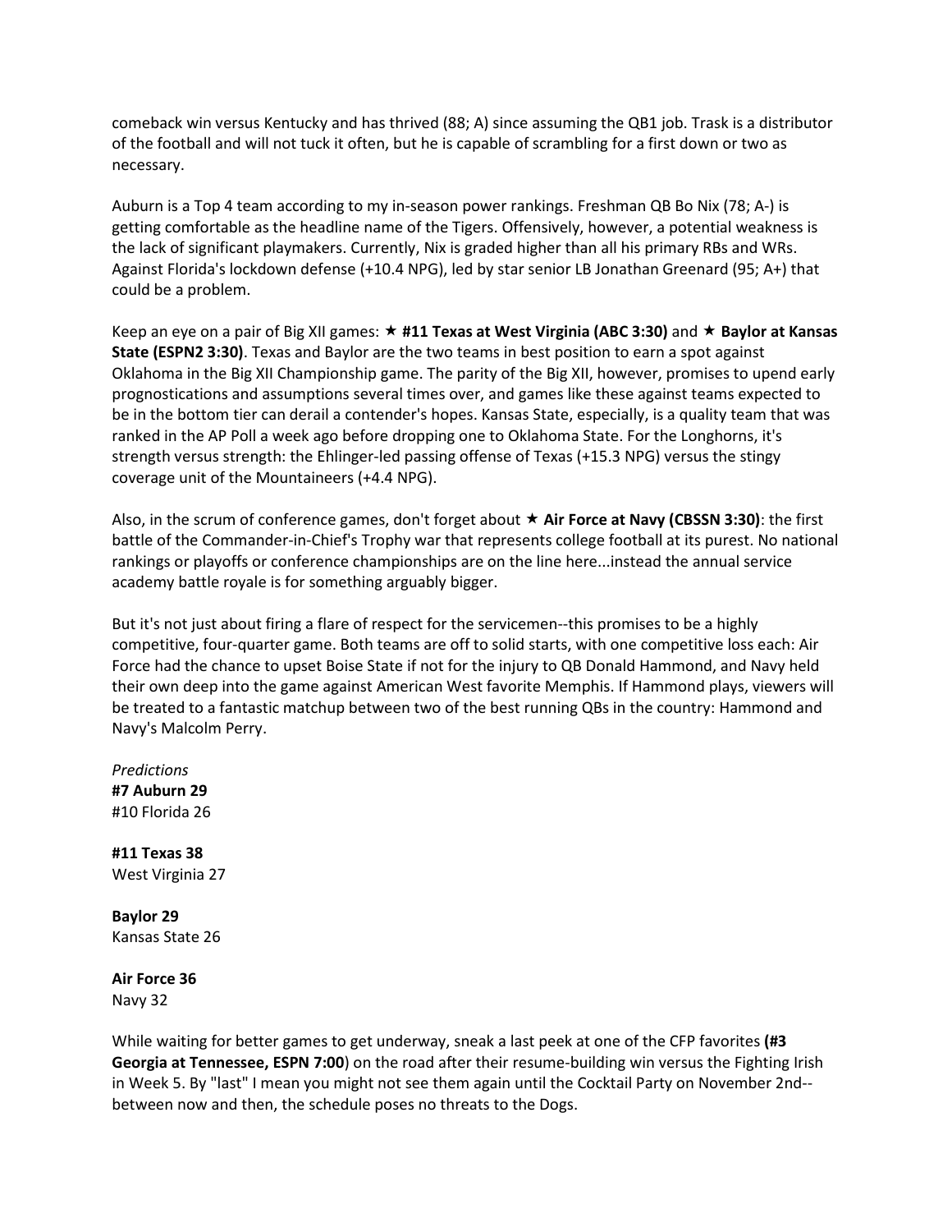comeback win versus Kentucky and has thrived (88; A) since assuming the QB1 job. Trask is a distributor of the football and will not tuck it often, but he is capable of scrambling for a first down or two as necessary.

Auburn is a Top 4 team according to my in-season power rankings. Freshman QB Bo Nix (78; A-) is getting comfortable as the headline name of the Tigers. Offensively, however, a potential weakness is the lack of significant playmakers. Currently, Nix is graded higher than all his primary RBs and WRs. Against Florida's lockdown defense (+10.4 NPG), led by star senior LB Jonathan Greenard (95; A+) that could be a problem.

Keep an eye on a pair of Big XII games: ★ **#11 Texas at West Virginia (ABC 3:30)** and ★ **Baylor at Kansas State (ESPN2 3:30)**. Texas and Baylor are the two teams in best position to earn a spot against Oklahoma in the Big XII Championship game. The parity of the Big XII, however, promises to upend early prognostications and assumptions several times over, and games like these against teams expected to be in the bottom tier can derail a contender's hopes. Kansas State, especially, is a quality team that was ranked in the AP Poll a week ago before dropping one to Oklahoma State. For the Longhorns, it's strength versus strength: the Ehlinger-led passing offense of Texas (+15.3 NPG) versus the stingy coverage unit of the Mountaineers (+4.4 NPG).

Also, in the scrum of conference games, don't forget about ★ **Air Force at Navy (CBSSN 3:30)**: the first battle of the Commander-in-Chief's Trophy war that represents college football at its purest. No national rankings or playoffs or conference championships are on the line here...instead the annual service academy battle royale is for something arguably bigger.

But it's not just about firing a flare of respect for the servicemen--this promises to be a highly competitive, four-quarter game. Both teams are off to solid starts, with one competitive loss each: Air Force had the chance to upset Boise State if not for the injury to QB Donald Hammond, and Navy held their own deep into the game against American West favorite Memphis. If Hammond plays, viewers will be treated to a fantastic matchup between two of the best running QBs in the country: Hammond and Navy's Malcolm Perry.

*Predictions*
**#7 Auburn 29**
#10 Florida 26

**#11 Texas 38**
West Virginia 27

**Baylor 29**
Kansas State 26

**Air Force 36**
Navy 32

While waiting for better games to get underway, sneak a last peek at one of the CFP favorites **(#3 Georgia at Tennessee, ESPN 7:00**) on the road after their resume-building win versus the Fighting Irish in Week 5. By "last" I mean you might not see them again until the Cocktail Party on November 2nd--between now and then, the schedule poses no threats to the Dogs.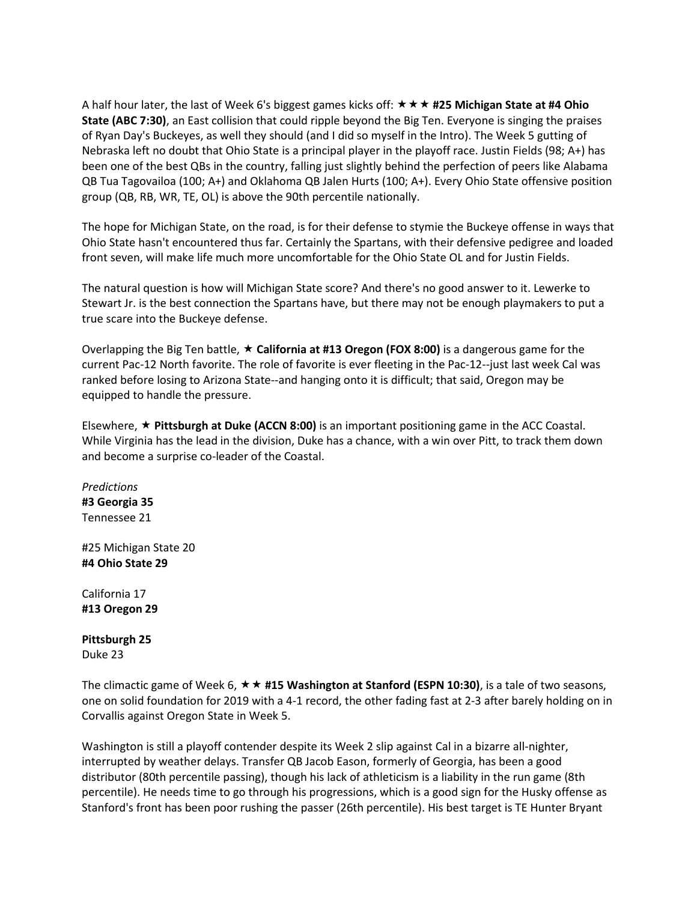A half hour later, the last of Week 6's biggest games kicks off: ★★★ **#25 Michigan State at #4 Ohio State (ABC 7:30)**, an East collision that could ripple beyond the Big Ten. Everyone is singing the praises of Ryan Day's Buckeyes, as well they should (and I did so myself in the Intro). The Week 5 gutting of Nebraska left no doubt that Ohio State is a principal player in the playoff race. Justin Fields (98; A+) has been one of the best QBs in the country, falling just slightly behind the perfection of peers like Alabama QB Tua Tagovailoa (100; A+) and Oklahoma QB Jalen Hurts (100; A+). Every Ohio State offensive position group (QB, RB, WR, TE, OL) is above the 90th percentile nationally.

The hope for Michigan State, on the road, is for their defense to stymie the Buckeye offense in ways that Ohio State hasn't encountered thus far. Certainly the Spartans, with their defensive pedigree and loaded front seven, will make life much more uncomfortable for the Ohio State OL and for Justin Fields.

The natural question is how will Michigan State score? And there's no good answer to it. Lewerke to Stewart Jr. is the best connection the Spartans have, but there may not be enough playmakers to put a true scare into the Buckeye defense.

Overlapping the Big Ten battle, ★ **California at #13 Oregon (FOX 8:00)** is a dangerous game for the current Pac-12 North favorite. The role of favorite is ever fleeting in the Pac-12--just last week Cal was ranked before losing to Arizona State--and hanging onto it is difficult; that said, Oregon may be equipped to handle the pressure.

Elsewhere, ★ **Pittsburgh at Duke (ACCN 8:00)** is an important positioning game in the ACC Coastal. While Virginia has the lead in the division, Duke has a chance, with a win over Pitt, to track them down and become a surprise co-leader of the Coastal.

*Predictions*
**#3 Georgia 35**
Tennessee 21

#25 Michigan State 20
**#4 Ohio State 29**

California 17
**#13 Oregon 29**

**Pittsburgh 25**
Duke 23

The climactic game of Week 6, ★★ **#15 Washington at Stanford (ESPN 10:30)**, is a tale of two seasons, one on solid foundation for 2019 with a 4-1 record, the other fading fast at 2-3 after barely holding on in Corvallis against Oregon State in Week 5.

Washington is still a playoff contender despite its Week 2 slip against Cal in a bizarre all-nighter, interrupted by weather delays. Transfer QB Jacob Eason, formerly of Georgia, has been a good distributor (80th percentile passing), though his lack of athleticism is a liability in the run game (8th percentile). He needs time to go through his progressions, which is a good sign for the Husky offense as Stanford's front has been poor rushing the passer (26th percentile). His best target is TE Hunter Bryant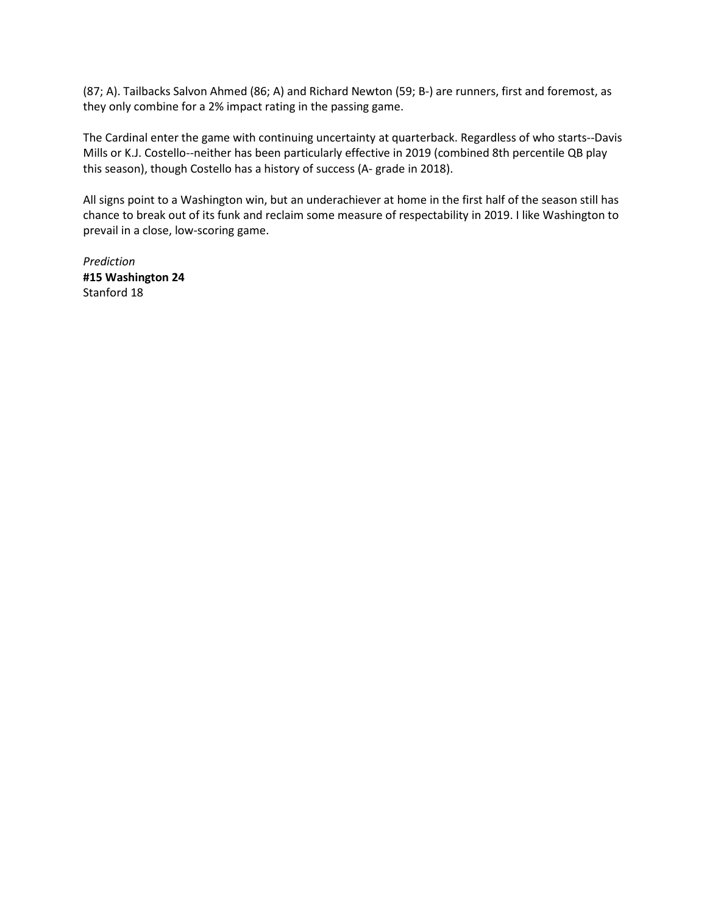(87; A). Tailbacks Salvon Ahmed (86; A) and Richard Newton (59; B-) are runners, first and foremost, as they only combine for a 2% impact rating in the passing game.

The Cardinal enter the game with continuing uncertainty at quarterback. Regardless of who starts--Davis Mills or K.J. Costello--neither has been particularly effective in 2019 (combined 8th percentile QB play this season), though Costello has a history of success (A- grade in 2018).

All signs point to a Washington win, but an underachiever at home in the first half of the season still has chance to break out of its funk and reclaim some measure of respectability in 2019. I like Washington to prevail in a close, low-scoring game.

*Prediction*
**#15 Washington 24**
Stanford 18